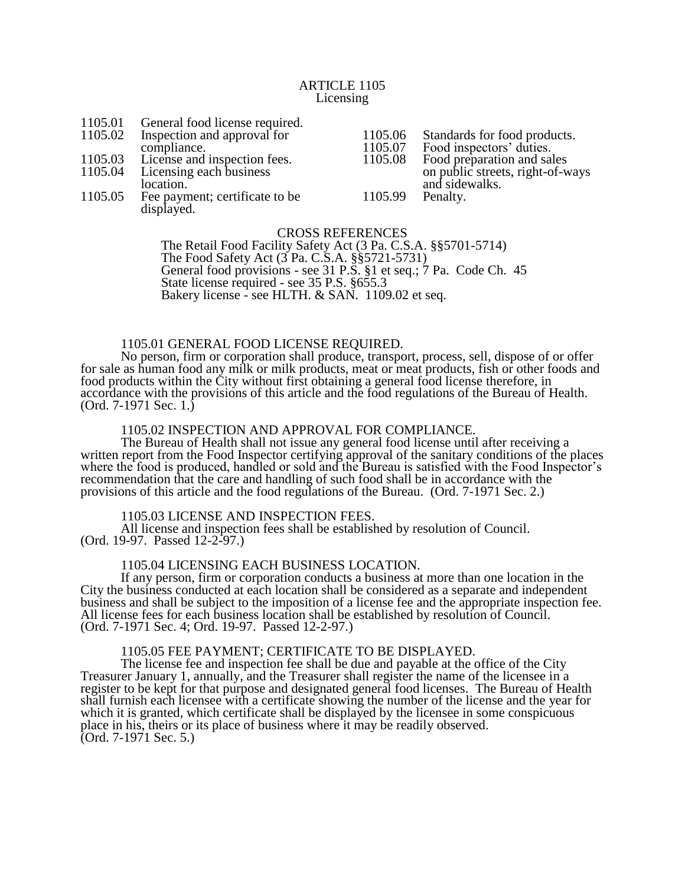# ARTICLE 1105
## Licensing

1105.01 General food license required.
1105.02 Inspection and approval for compliance.
1105.03 License and inspection fees.
1105.04 Licensing each business location.
1105.05 Fee payment; certificate to be displayed.
1105.06 Standards for food products.
1105.07 Food inspectors' duties.
1105.08 Food preparation and sales on public streets, right-of-ways and sidewalks.
1105.99 Penalty.

CROSS REFERENCES
The Retail Food Facility Safety Act (3 Pa. C.S.A. §§5701-5714)
The Food Safety Act (3 Pa. C.S.A. §§5721-5731)
General food provisions - see 31 P.S. §1 et seq.; 7 Pa. Code Ch. 45
State license required - see 35 P.S. §655.3
Bakery license - see HLTH. & SAN. 1109.02 et seq.

### 1105.01 GENERAL FOOD LICENSE REQUIRED.

No person, firm or corporation shall produce, transport, process, sell, dispose of or offer for sale as human food any milk or milk products, meat or meat products, fish or other foods and food products within the City without first obtaining a general food license therefore, in accordance with the provisions of this article and the food regulations of the Bureau of Health. (Ord. 7-1971 Sec. 1.)

### 1105.02 INSPECTION AND APPROVAL FOR COMPLIANCE.

The Bureau of Health shall not issue any general food license until after receiving a written report from the Food Inspector certifying approval of the sanitary conditions of the places where the food is produced, handled or sold and the Bureau is satisfied with the Food Inspector's recommendation that the care and handling of such food shall be in accordance with the provisions of this article and the food regulations of the Bureau. (Ord. 7-1971 Sec. 2.)

### 1105.03 LICENSE AND INSPECTION FEES.

All license and inspection fees shall be established by resolution of Council. (Ord. 19-97. Passed 12-2-97.)

### 1105.04 LICENSING EACH BUSINESS LOCATION.

If any person, firm or corporation conducts a business at more than one location in the City the business conducted at each location shall be considered as a separate and independent business and shall be subject to the imposition of a license fee and the appropriate inspection fee. All license fees for each business location shall be established by resolution of Council. (Ord. 7-1971 Sec. 4; Ord. 19-97. Passed 12-2-97.)

### 1105.05 FEE PAYMENT; CERTIFICATE TO BE DISPLAYED.

The license fee and inspection fee shall be due and payable at the office of the City Treasurer January 1, annually, and the Treasurer shall register the name of the licensee in a register to be kept for that purpose and designated general food licenses. The Bureau of Health shall furnish each licensee with a certificate showing the number of the license and the year for which it is granted, which certificate shall be displayed by the licensee in some conspicuous place in his, theirs or its place of business where it may be readily observed. (Ord. 7-1971 Sec. 5.)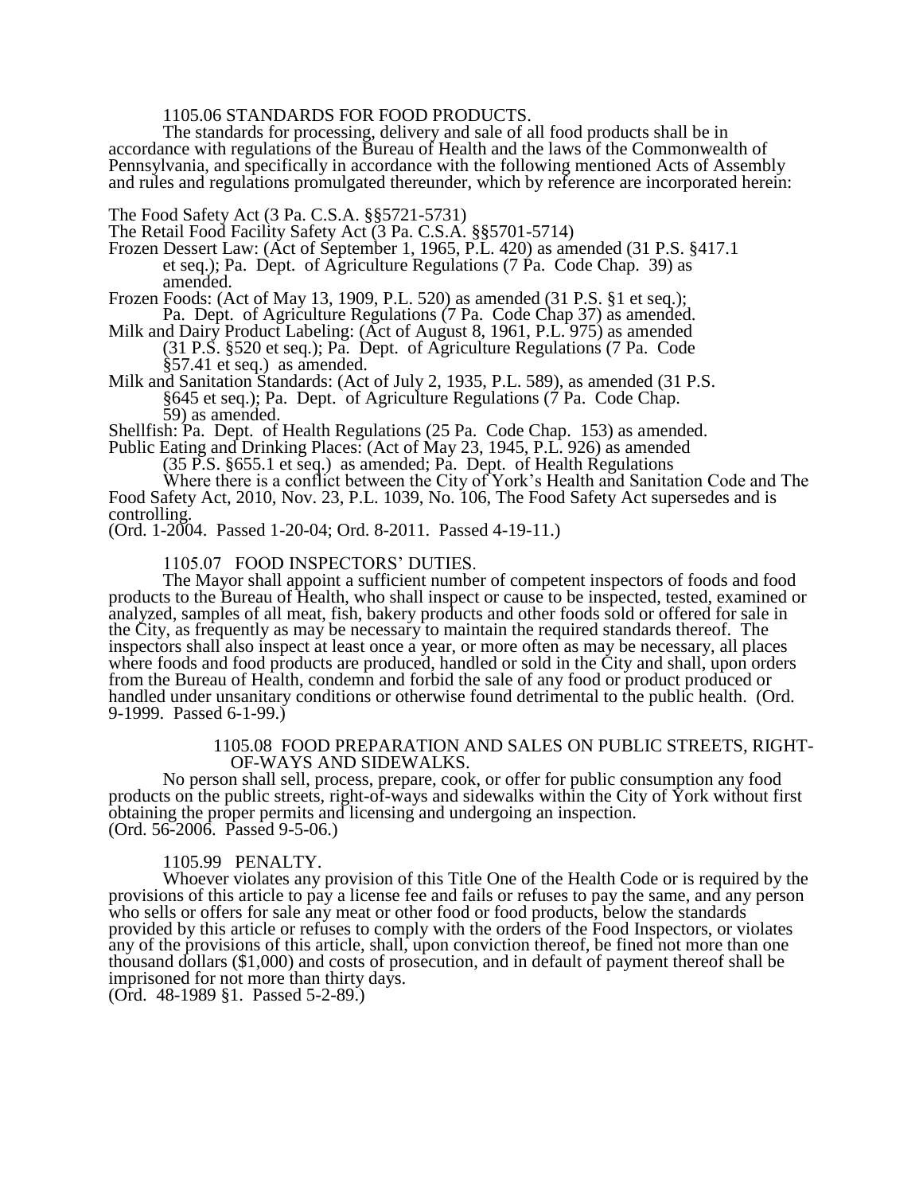### 1105.06 STANDARDS FOR FOOD PRODUCTS.

The standards for processing, delivery and sale of all food products shall be in accordance with regulations of the Bureau of Health and the laws of the Commonwealth of Pennsylvania, and specifically in accordance with the following mentioned Acts of Assembly and rules and regulations promulgated thereunder, which by reference are incorporated herein:

The Food Safety Act (3 Pa. C.S.A. §§5721-5731)

The Retail Food Facility Safety Act (3 Pa. C.S.A. §§5701-5714)

Frozen Dessert Law: (Act of September 1, 1965, P.L. 420) as amended (31 P.S. §417.1 et seq.); Pa. Dept. of Agriculture Regulations (7 Pa. Code Chap. 39) as amended.

Frozen Foods: (Act of May 13, 1909, P.L. 520) as amended (31 P.S. §1 et seq.); Pa. Dept. of Agriculture Regulations (7 Pa. Code Chap 37) as amended.

Milk and Dairy Product Labeling: (Act of August 8, 1961, P.L. 975) as amended (31 P.S. §520 et seq.); Pa. Dept. of Agriculture Regulations (7 Pa. Code §57.41 et seq.) as amended.

Milk and Sanitation Standards: (Act of July 2, 1935, P.L. 589), as amended (31 P.S. §645 et seq.); Pa. Dept. of Agriculture Regulations (7 Pa. Code Chap. 59) as amended.

Shellfish: Pa. Dept. of Health Regulations (25 Pa. Code Chap. 153) as amended.

Public Eating and Drinking Places: (Act of May 23, 1945, P.L. 926) as amended (35 P.S. §655.1 et seq.) as amended; Pa. Dept. of Health Regulations

Where there is a conflict between the City of York's Health and Sanitation Code and The Food Safety Act, 2010, Nov. 23, P.L. 1039, No. 106, The Food Safety Act supersedes and is controlling.

(Ord. 1-2004. Passed 1-20-04; Ord. 8-2011. Passed 4-19-11.)

### 1105.07 FOOD INSPECTORS' DUTIES.

The Mayor shall appoint a sufficient number of competent inspectors of foods and food products to the Bureau of Health, who shall inspect or cause to be inspected, tested, examined or analyzed, samples of all meat, fish, bakery products and other foods sold or offered for sale in the City, as frequently as may be necessary to maintain the required standards thereof. The inspectors shall also inspect at least once a year, or more often as may be necessary, all places where foods and food products are produced, handled or sold in the City and shall, upon orders from the Bureau of Health, condemn and forbid the sale of any food or product produced or handled under unsanitary conditions or otherwise found detrimental to the public health. (Ord. 9-1999. Passed 6-1-99.)

### 1105.08 FOOD PREPARATION AND SALES ON PUBLIC STREETS, RIGHT-OF-WAYS AND SIDEWALKS.

No person shall sell, process, prepare, cook, or offer for public consumption any food products on the public streets, right-of-ways and sidewalks within the City of York without first obtaining the proper permits and licensing and undergoing an inspection.
(Ord. 56-2006. Passed 9-5-06.)

### 1105.99 PENALTY.

Whoever violates any provision of this Title One of the Health Code or is required by the provisions of this article to pay a license fee and fails or refuses to pay the same, and any person who sells or offers for sale any meat or other food or food products, below the standards provided by this article or refuses to comply with the orders of the Food Inspectors, or violates any of the provisions of this article, shall, upon conviction thereof, be fined not more than one thousand dollars ($1,000) and costs of prosecution, and in default of payment thereof shall be imprisoned for not more than thirty days.
(Ord. 48-1989 §1. Passed 5-2-89.)